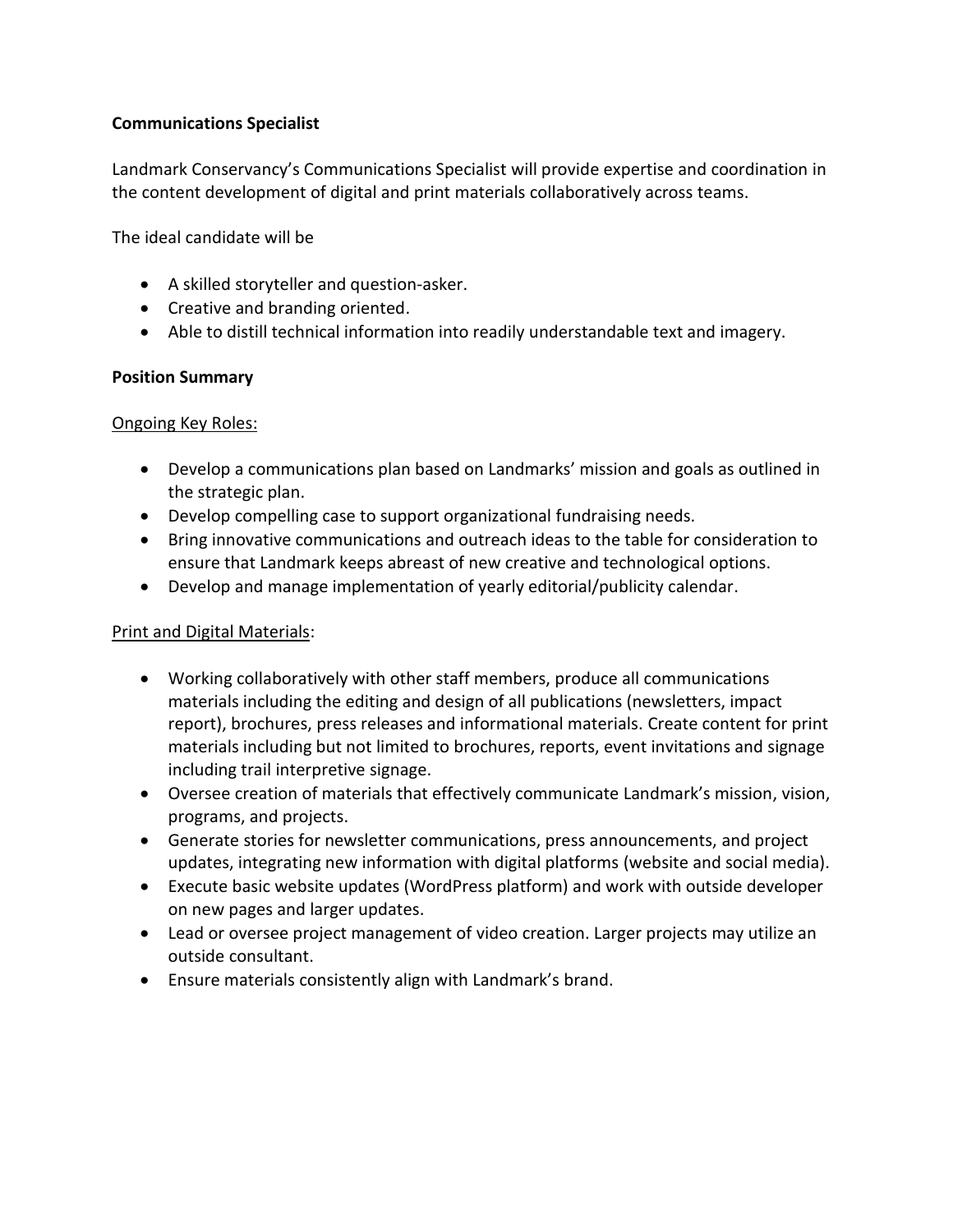**Communications Specialist**

Landmark Conservancy's Communications Specialist will provide expertise and coordination in the content development of digital and print materials collaboratively across teams.

The ideal candidate will be

- A skilled storyteller and question-asker.
- Creative and branding oriented.
- Able to distill technical information into readily understandable text and imagery.

**Position Summary**

Ongoing Key Roles:

- Develop a communications plan based on Landmarks' mission and goals as outlined in the strategic plan.
- Develop compelling case to support organizational fundraising needs.
- Bring innovative communications and outreach ideas to the table for consideration to ensure that Landmark keeps abreast of new creative and technological options.
- Develop and manage implementation of yearly editorial/publicity calendar.

Print and Digital Materials:

- Working collaboratively with other staff members, produce all communications materials including the editing and design of all publications (newsletters, impact report), brochures, press releases and informational materials. Create content for print materials including but not limited to brochures, reports, event invitations and signage including trail interpretive signage.
- Oversee creation of materials that effectively communicate Landmark's mission, vision, programs, and projects.
- Generate stories for newsletter communications, press announcements, and project updates, integrating new information with digital platforms (website and social media).
- Execute basic website updates (WordPress platform) and work with outside developer on new pages and larger updates.
- Lead or oversee project management of video creation. Larger projects may utilize an outside consultant.
- Ensure materials consistently align with Landmark's brand.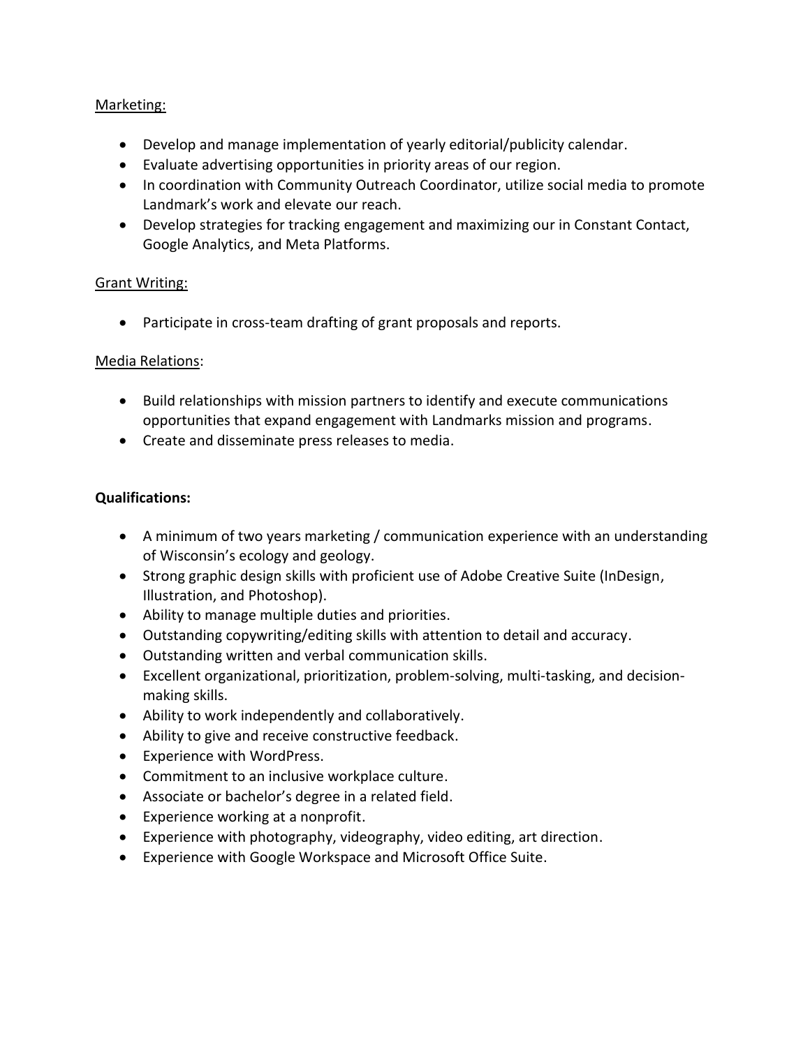Marketing:

- Develop and manage implementation of yearly editorial/publicity calendar.
- Evaluate advertising opportunities in priority areas of our region.
- In coordination with Community Outreach Coordinator, utilize social media to promote Landmark's work and elevate our reach.
- Develop strategies for tracking engagement and maximizing our in Constant Contact, Google Analytics, and Meta Platforms.

Grant Writing:

- Participate in cross-team drafting of grant proposals and reports.

Media Relations:

- Build relationships with mission partners to identify and execute communications opportunities that expand engagement with Landmarks mission and programs.
- Create and disseminate press releases to media.

**Qualifications:**

- A minimum of two years marketing / communication experience with an understanding of Wisconsin's ecology and geology.
- Strong graphic design skills with proficient use of Adobe Creative Suite (InDesign, Illustration, and Photoshop).
- Ability to manage multiple duties and priorities.
- Outstanding copywriting/editing skills with attention to detail and accuracy.
- Outstanding written and verbal communication skills.
- Excellent organizational, prioritization, problem-solving, multi-tasking, and decision-making skills.
- Ability to work independently and collaboratively.
- Ability to give and receive constructive feedback.
- Experience with WordPress.
- Commitment to an inclusive workplace culture.
- Associate or bachelor's degree in a related field.
- Experience working at a nonprofit.
- Experience with photography, videography, video editing, art direction.
- Experience with Google Workspace and Microsoft Office Suite.